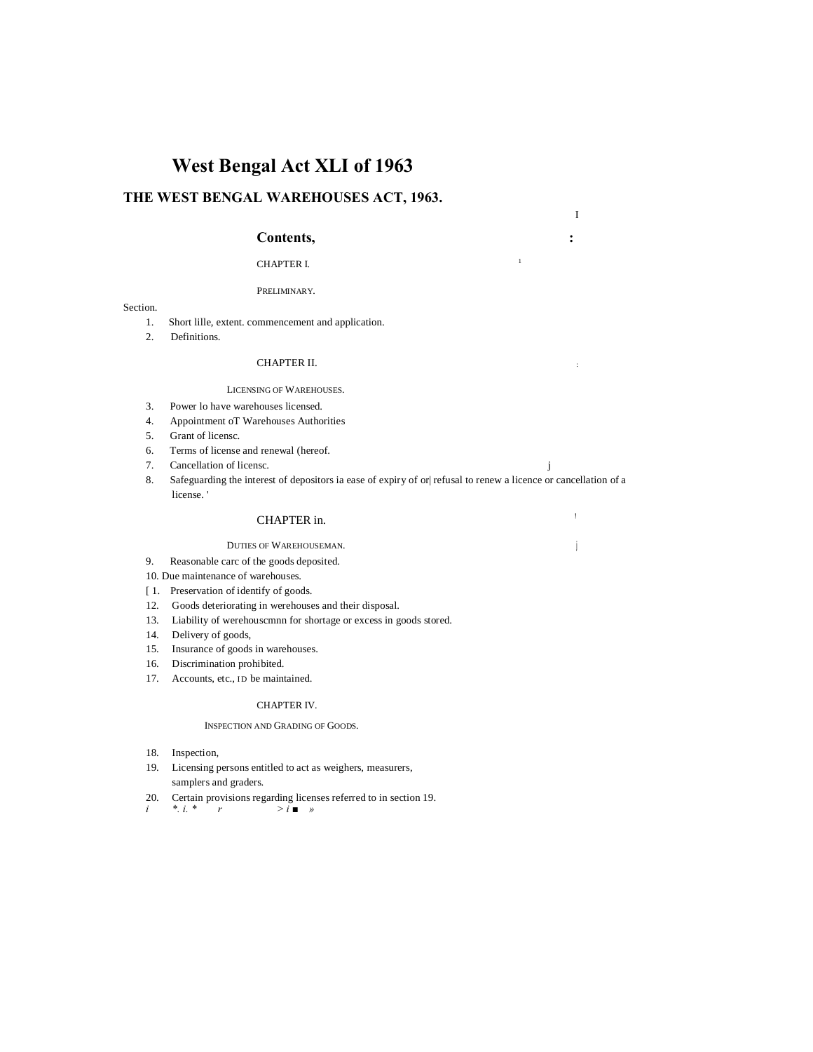# West Bengal Act XLI of 1963

## THE WEST BENGAL WAREHOUSES ACT, 1963.

### Contents,

CHAPTER I.

PRELIMINARY.

Section.

1. Short lille, extent. commencement and application.
2. Definitions.

CHAPTER II.

LICENSING OF WAREHOUSES.

3. Power lo have warehouses licensed.
4. Appointment oT Warehouses Authorities
5. Grant of licensc.
6. Terms of license and renewal (hereof.
7. Cancellation of licensc.
8. Safeguarding the interest of depositors ia ease of expiry of or| refusal to renew a licence or cancellation of a license.

CHAPTER in.

DUTIES OF WAREHOUSEMAN.

9. Reasonable carc of the goods deposited.
10. Due maintenance of warehouses.
[ 1. Preservation of identify of goods.
12. Goods deteriorating in werehouses and their disposal.
13. Liability of werehouscmnn for shortage or excess in goods stored.
14. Delivery of goods,
15. Insurance of goods in warehouses.
16. Discrimination prohibited.
17. Accounts, etc., ID be maintained.

CHAPTER IV.

INSPECTION AND GRADING OF GOODS.

18. Inspection,
19. Licensing persons entitled to act as weighers, measurers, samplers and graders.
20. Certain provisions regarding licenses referred to in section 19.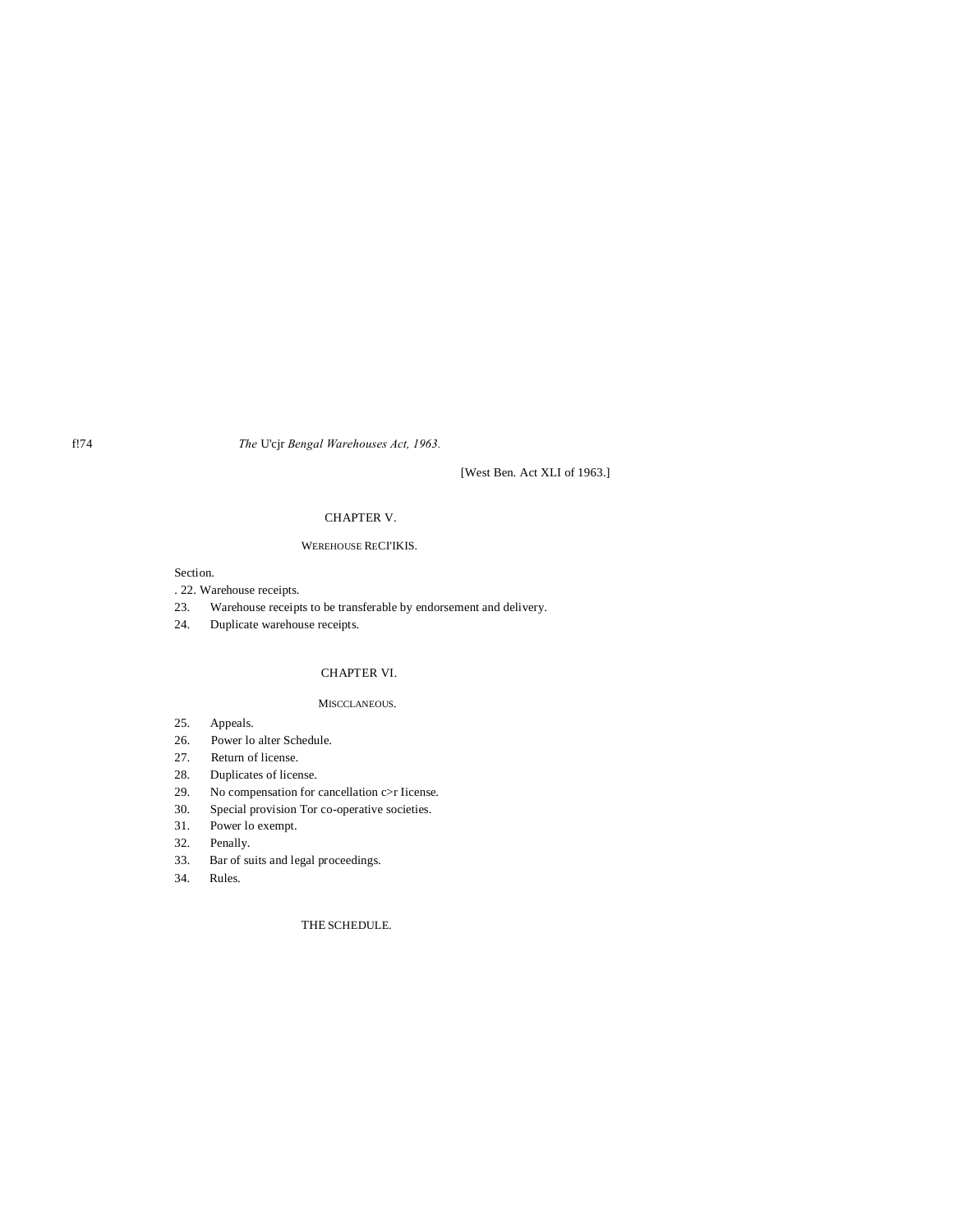[West Ben. Act XLI of 1963.]

## CHAPTER V.

### WEREHOUSE ReCI'IKIS.

Section.

22. Warehouse receipts.
23. Warehouse receipts to be transferable by endorsement and delivery.
24. Duplicate warehouse receipts.

## CHAPTER VI.

### MISCCLANEOUS.

25. Appeals.
26. Power lo alter Schedule.
27. Return of license.
28. Duplicates of license.
29. No compensation for cancellation c>r Iicense.
30. Special provision Tor co-operative societies.
31. Power lo exempt.
32. Penally.
33. Bar of suits and legal proceedings.
34. Rules.

THE SCHEDULE.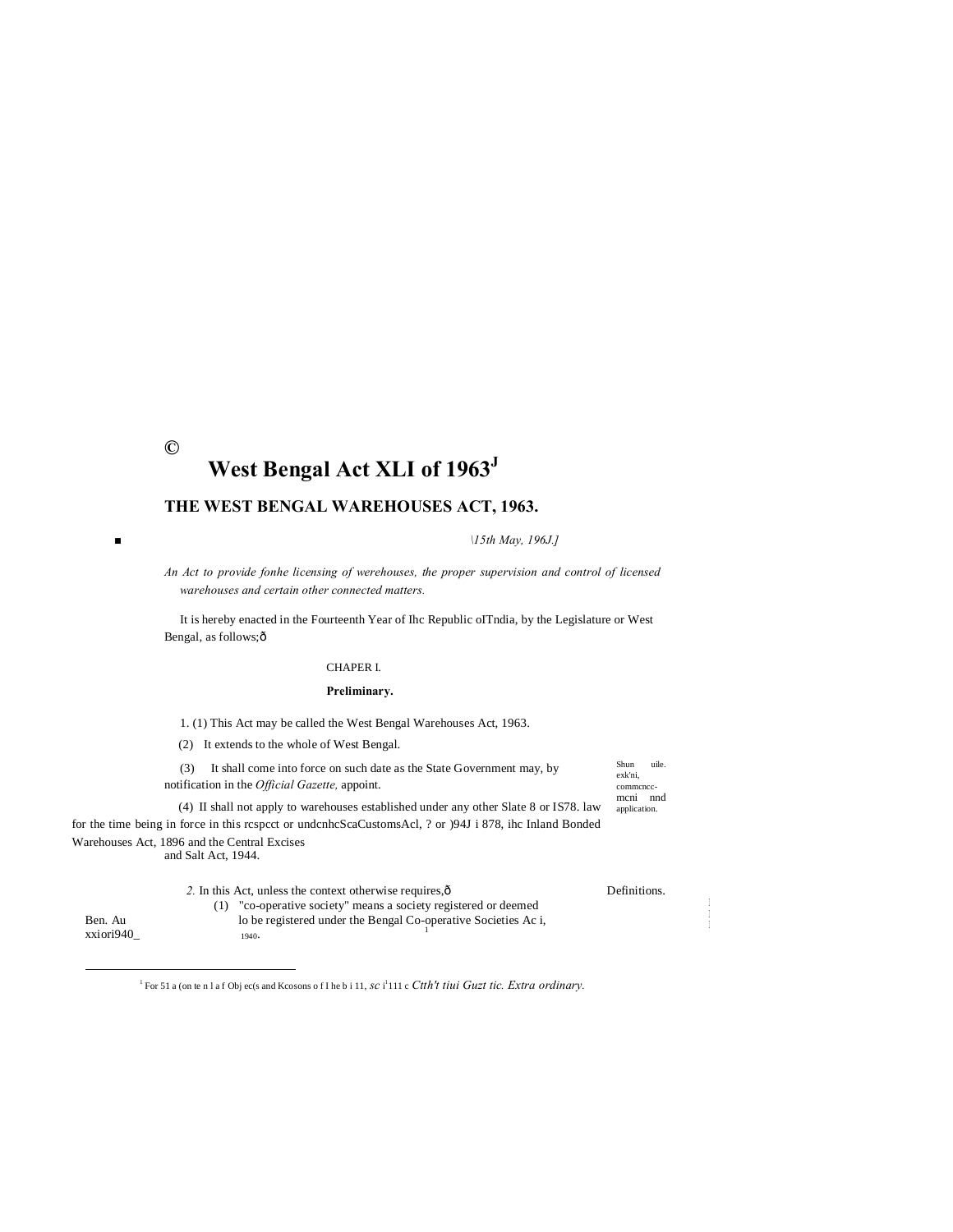©

# West Bengal Act XLI of 1963[J]

## THE WEST BENGAL WAREHOUSES ACT, 1963.

*\15th May, 196J.]*

*An Act to provide fonhe licensing of werehouses, the proper supervision and control of licensed warehouses and certain other connected matters.*

It is hereby enacted in the Fourteenth Year of Ihc Republic oITndia, by the Legislature or West Bengal, as follows;ô

CHAPER I.

**Preliminary.**

Shun uile. exk'ni, commcncc- mcni nnd application.

1. (1) This Act may be called the West Bengal Warehouses Act, 1963.

(2) It extends to the whole of West Bengal.

(3) It shall come into force on such date as the State Government may, by notification in the *Official Gazette,* appoint.

(4) II shall not apply to warehouses established under any other Slate 8 or IS78. law for the time being in force in this rcspcct or undcnhcScaCustomsAcl, ? or )94J i 878, ihc Inland Bonded Warehouses Act, 1896 and the Central Excises and Salt Act, 1944.

Definitions.

*2.* In this Act, unless the context otherwise requires,ô

Ben. Au xxiori940_

(1) "co-operative society" means a society registered or deemed lo be registered under the Bengal Co-operative Societies Ac i, 1940.

[1] For 51 a (on te n l a f Obj ec(s and Kcosons o f I he b i 11, *sc* i[1]111 c *Ctth't tiui Guzt tic. Extra ordinary.*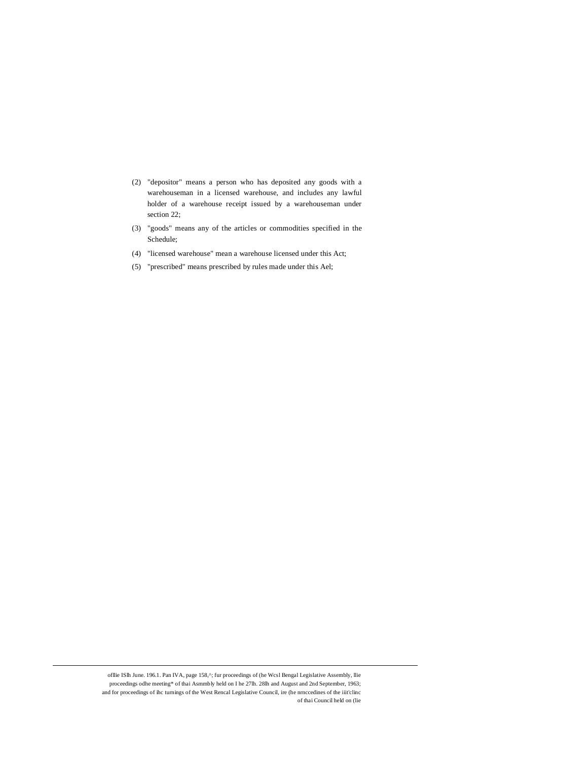(2) "depositor" means a person who has deposited any goods with a warehouseman in a licensed warehouse, and includes any lawful holder of a warehouse receipt issued by a warehouseman under section 22;

(3) "goods" means any of the articles or commodities specified in the Schedule;

(4) "licensed warehouse" mean a warehouse licensed under this Act;

(5) "prescribed" means prescribed by rules made under this Ael;

---

ofllie ISlh June. 196.1. Pan IVA, page 158,^; fur proceedings of (he Wcsl Bengal Legislative Assembly, llie proceedings odhe meeting* of thai Asmmbly held on I he 27lh. 28lh and August and 2nd September, 1963; and for proceedings of ihc turnings of the West Rencal Legislative Council, ire (he nrnccedines of the iiit'clinc of thai Council held on (lie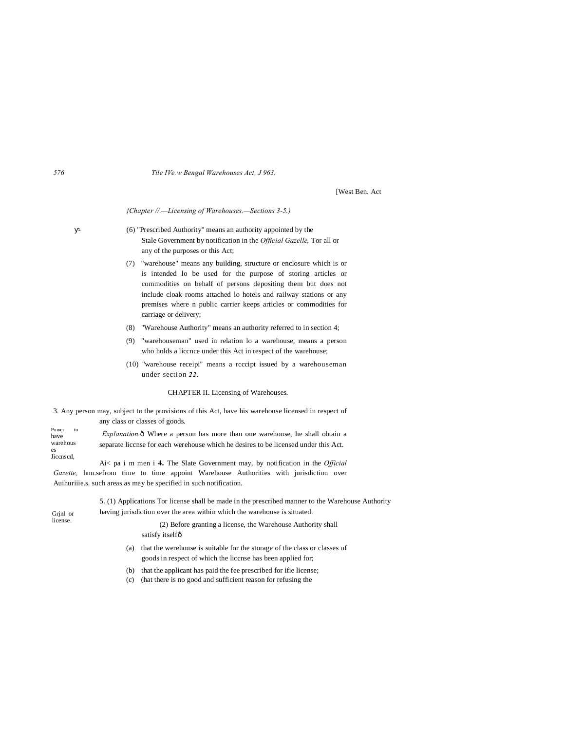[West Ben. Act

*{Chapter //.—Licensing of Warehouses.—Sections 3-5.)*

(6) "Prescribed Authority" means an authority appointed by the Stale Government by notification in the *Official Gazelle,* Tor all or any of the purposes or this Act;

(7) "warehouse" means any building, structure or enclosure which is or is intended lo be used for the purpose of storing articles or commodities on behalf of persons depositing them but does not include cloak rooms attached lo hotels and railway stations or any premises where n public carrier keeps articles or commodities for carriage or delivery;

(8) "Warehouse Authority" means an authority referred to in section 4;

(9) "warehouseman" used in relation lo a warehouse, means a person who holds a liccnce under this Act in respect of the warehouse;

(10) "warehouse receipi" means a rcccipt issued by a warehouseman under section ***22.***

## CHAPTER II. Licensing of Warehouses.

Power to have warehouses Jiccnscd,

3. Any person may, subject to the provisions of this Act, have his warehouse licensed in respect of any class or classes of goods.

*Explanation.*ô Where a person has more than one warehouse, he shall obtain a separate liccnse for each werehouse which he desires to be licensed under this Act.

Ai< pa i m men i Auihuriiie.s.

**4.** The Slate Government may, by notification in the *Official Gazette,* hnu.sefrom time to time appoint Warehouse Authorities with jurisdiction over such areas as may be specified in such notification.

Grjnl or license.

5. (1) Applications Tor license shall be made in the prescribed manner to the Warehouse Authority having jurisdiction over the area within which the warehouse is situated.

(2) Before granting a license, the Warehouse Authority shall satisfy itselfô

(a) that the werehouse is suitable for the storage of the class or classes of goods in respect of which the liccnse has been applied for;

(b) that the applicant has paid the fee prescribed for ifie license;

(c) (hat there is no good and sufficient reason for refusing the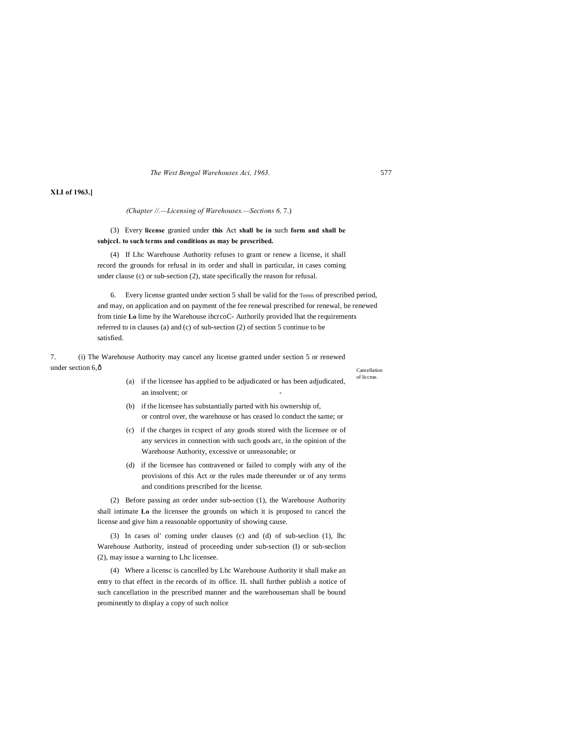**XLI of 1963.]**

*(Chapter //.—Licensing of Warehouses.—Sections 6,* 7.)

(3) Every **license** granied under **this** Act **shall be in** such **form and shall be subjccL to such terms and conditions as may be prescribed.**

(4) If Lhc Warehouse Authority refuses to grant or renew a license, it shall record the grounds for refusal in its order and shall in particular, in cases coming under clause (c) or sub-section (2), state specifically the reason for refusal.

6. Every license granted under section 5 shall be valid for the Terms of prescribed period, and may, on application and on payment of the fee renewal prescribed for renewal, be renewed from tinie **Lo** lime by ihe Warehouse ihcrcoC- Authorily provided lhat the requirements referred to in clauses (a) and (c) of sub-section (2) of section 5 continue to be satisfied.

7. (i) The Warehouse Authority may cancel any license granted under section 5 or renewed under section 6,ð

Cancellation of liccnse.

(a) if the licensee has applied to be adjudicated or has been adjudicated, an insolvent; or -

(b) if the licensee has substantially parted with his ownership of, or control over, the warehouse or has ceased lo conduct the same; or

(c) if the charges in rcspect of any goods stored with the licensee or of any services in connection with such goods arc, in the opinion of the Warehouse Authority, excessive or unreasonable; or

(d) if the licensee has contravened or failed to comply with any of the provisions of this Act or the rules made thereunder or of any terms and conditions prescribed for the license.

(2) Before passing an order under sub-section (1), the Warehouse Authority shall intimate **Lo** the licensee the grounds on which it is proposed to cancel the license and give him a reasonable opportunity of showing cause.

(3) In cases ol' coming under clauses (c) and (d) of sub-seclion (1), lhc Warehouse Authority, instead of proceeding under sub-section (I) or sub-seclion (2), may issue a warning to Lhc licensee.

(4) Where a licensc is cancelled by Lhc Warehouse Authority it shall make an entry to that effect in the records of its office. IL shall further publish a notice of such cancellation in the prescribed manner and the warehouseman shall be bound prominently to display a copy of such nolice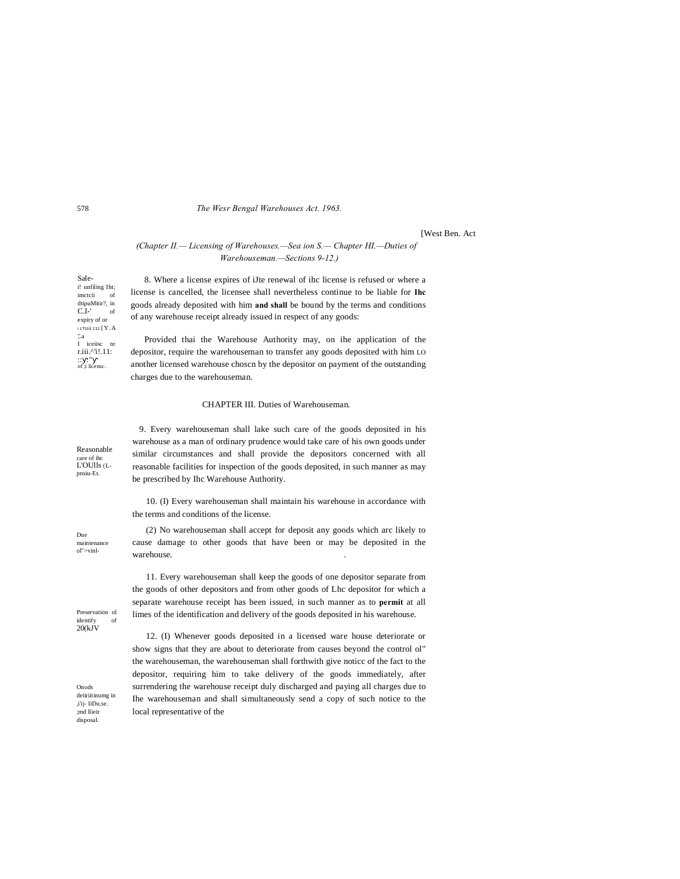[West Ben. Act

*(Chapter II.— Licensing of Warehouses.—Sea ion S.— Chapter HI.—Duties of Warehouseman.—Sections 9-12.)*

Sale- i! unfiling Iht; imctcii of dtipuMitir?, in C.I-' of expiry of or i LTUil 111 [Y.A ';.a I iceiisc nr r.iii.^'i!.11: ::y:"y' of ;l licensc.

8. Where a license expires of iJte renewal of ihc license is refused or where a license is cancelled, the licensee shall nevertheless continue to be liable for **Ihc** goods already deposited with him **and shall** be bound by the terms and conditions of any warehouse receipt already issued in respect of any goods:

Provided thai the Warehouse Authority may, on ihe application of the depositor, require the warehouseman to transfer any goods deposited with him LO another licensed warehouse choscn by the depositor on payment of the outstanding charges due to the warehouseman.

## CHAPTER III. Duties of Warehouseman.

Reasonable care of ihc L'OUlls (L-pnsiu-Et.

9. Every warehouseman shall lake such care of the goods deposited in his warehouse as a man of ordinary prudence would take care of his own goods under similar circumstances and shall provide the depositors concerned with all reasonable facilities for inspection of the goods deposited, in such manner as may be prescribed by Ihc Warehouse Authority.

Due maintenance ol">vinl-

10. (I) Every warehouseman shall maintain his warehouse in accordance with the terms and conditions of the license.

(2) No warehouseman shall accept for deposit any goods which arc likely to cause damage to other goods that have been or may be deposited in the warehouse.

Preservation ol identify of 20(kJV

11. Every warehouseman shall keep the goods of one depositor separate from the goods of other depositors and from other goods of Lhc depositor for which a separate warehouse receipt has been issued, in such manner as to **permit** at all limes of the identification and delivery of the goods deposited in his warehouse.

Onods deiiriitinumg in ,i'ij- IiDu.se. ;md llieir disposal.

12. (I) Whenever goods deposited in a licensed ware house deteriorate or show signs that they are about to deteriorate from causes beyond the control ol" the warehouseman, the warehouseman shall forthwith give noticc of the fact to the depositor, requiring him to take delivery of the goods immediately, after surrendering the warehouse receipt duly discharged and paying all charges due to Ihe warehouseman and shall simultaneously send a copy of such notice to the local representative of the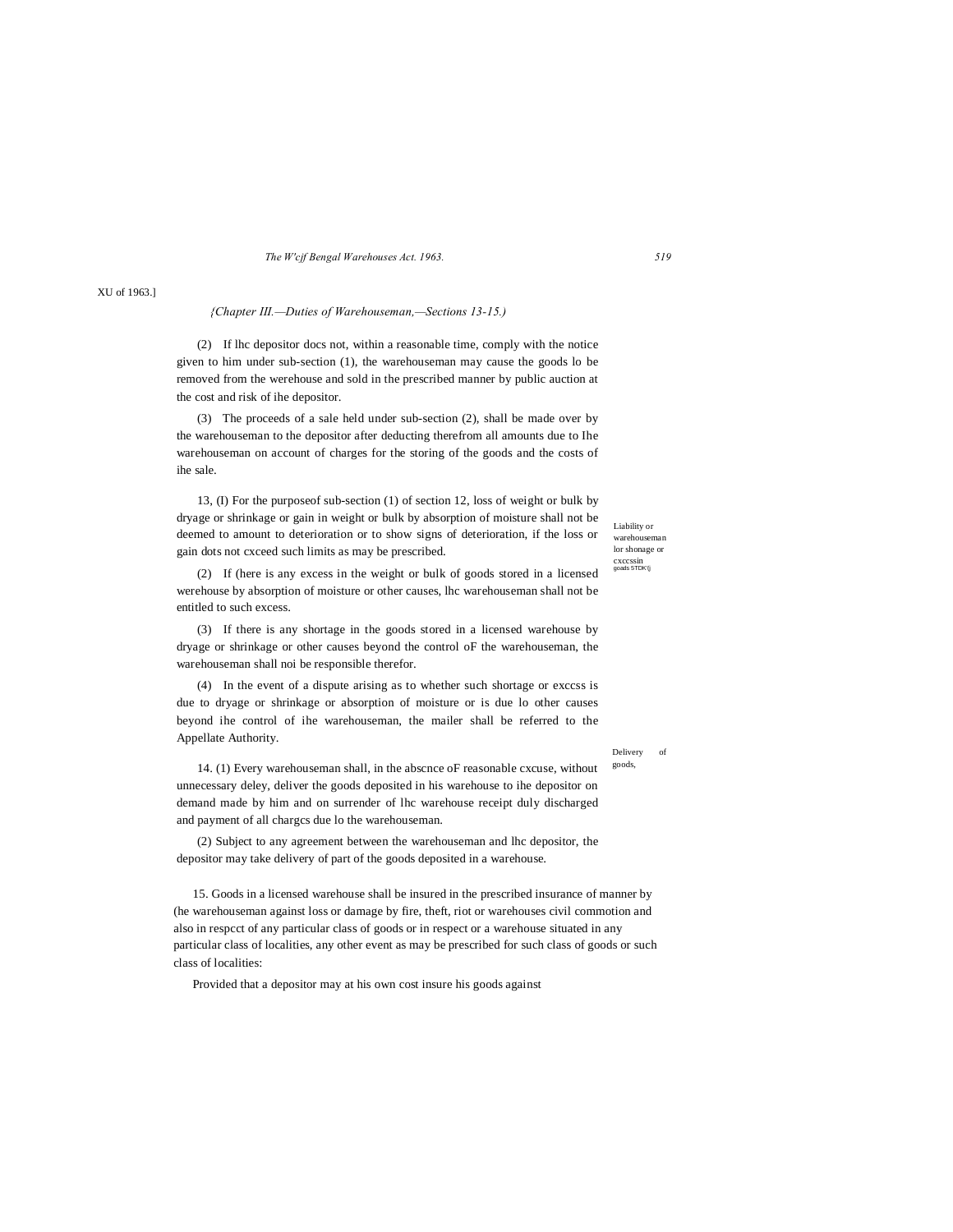XU of 1963.]

*{Chapter III.—Duties of Warehouseman,—Sections 13-15.)*

(2) If lhc depositor docs not, within a reasonable time, comply with the notice given to him under sub-section (1), the warehouseman may cause the goods lo be removed from the werehouse and sold in the prescribed manner by public auction at the cost and risk of ihe depositor.

(3) The proceeds of a sale held under sub-section (2), shall be made over by the warehouseman to the depositor after deducting therefrom all amounts due to Ihe warehouseman on account of charges for the storing of the goods and the costs of ihe sale.

Liability or warehouseman lor shonage or cxccssin goads STDK'(j

13, (I) For the purposeof sub-section (1) of section 12, loss of weight or bulk by dryage or shrinkage or gain in weight or bulk by absorption of moisture shall not be deemed to amount to deterioration or to show signs of deterioration, if the loss or gain dots not cxceed such limits as may be prescribed.

(2) If (here is any excess in the weight or bulk of goods stored in a licensed werehouse by absorption of moisture or other causes, lhc warehouseman shall not be entitled to such excess.

(3) If there is any shortage in the goods stored in a licensed warehouse by dryage or shrinkage or other causes beyond the control oF the warehouseman, the warehouseman shall noi be responsible therefor.

(4) In the event of a dispute arising as to whether such shortage or exccss is due to dryage or shrinkage or absorption of moisture or is due lo other causes beyond ihe control of ihe warehouseman, the mailer shall be referred to the Appellate Authority.

Delivery of goods,

14. (1) Every warehouseman shall, in the abscnce oF reasonable cxcuse, without unnecessary deley, deliver the goods deposited in his warehouse to ihe depositor on demand made by him and on surrender of lhc warehouse receipt duly discharged and payment of all chargcs due lo the warehouseman.

(2) Subject to any agreement between the warehouseman and lhc depositor, the depositor may take delivery of part of the goods deposited in a warehouse.

15. Goods in a licensed warehouse shall be insured in the prescribed insurance of manner by (he warehouseman against loss or damage by fire, theft, riot or warehouses civil commotion and also in respcct of any particular class of goods or in respect or a warehouse situated in any particular class of localities, any other event as may be prescribed for such class of goods or such class of localities:

Provided that a depositor may at his own cost insure his goods against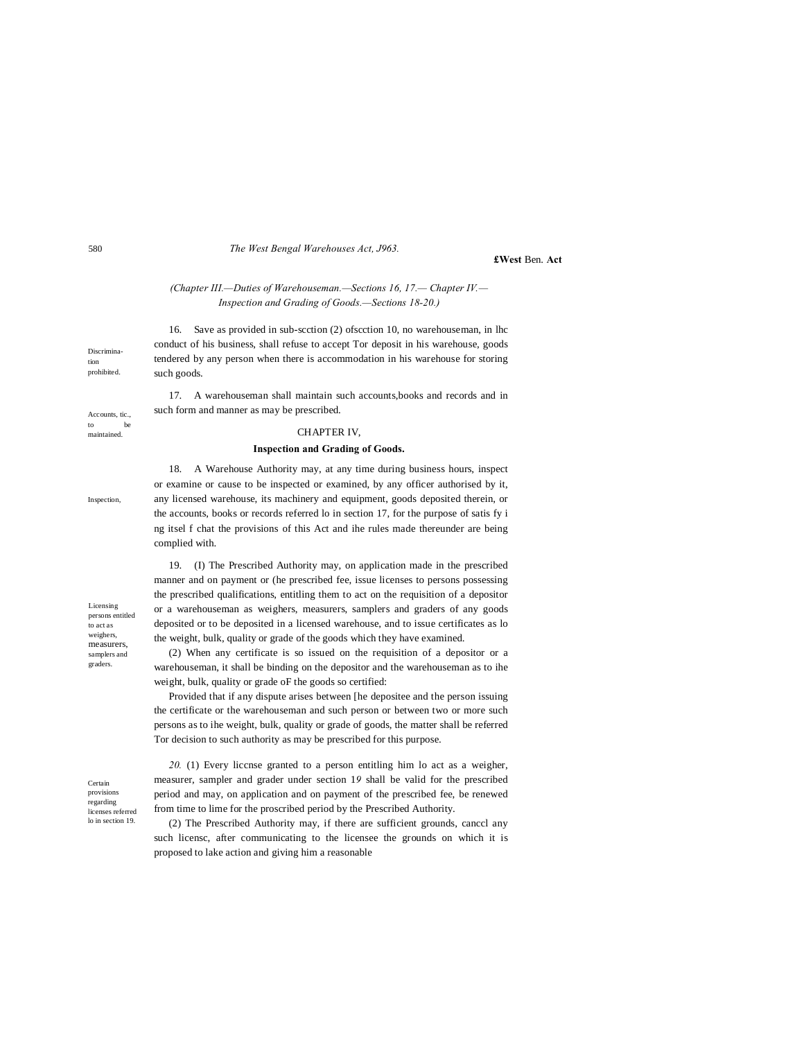(Chapter III.—Duties of Warehouseman.—Sections 16, 17.— Chapter IV.—Inspection and Grading of Goods.—Sections 18-20.)

Discrimination prohibited.

16. Save as provided in sub-scction (2) ofscction 10, no warehouseman, in lhc conduct of his business, shall refuse to accept Tor deposit in his warehouse, goods tendered by any person when there is accommodation in his warehouse for storing such goods.

Accounts, tic., to be maintained.

17. A warehouseman shall maintain such accounts,books and records and in such form and manner as may be prescribed.

## CHAPTER IV,

### Inspection and Grading of Goods.

Inspection,

18. A Warehouse Authority may, at any time during business hours, inspect or examine or cause to be inspected or examined, by any officer authorised by it, any licensed warehouse, its machinery and equipment, goods deposited therein, or the accounts, books or records referred lo in section 17, for the purpose of satis fy i ng itsel f chat the provisions of this Act and ihe rules made thereunder are being complied with.

Licensing persons entitled to act as weighers, measurers, samplers and graders.

19. (I) The Prescribed Authority may, on application made in the prescribed manner and on payment or (he prescribed fee, issue licenses to persons possessing the prescribed qualifications, entitling them to act on the requisition of a depositor or a warehouseman as weighers, measurers, samplers and graders of any goods deposited or to be deposited in a licensed warehouse, and to issue certificates as lo the weight, bulk, quality or grade of the goods which they have examined.

(2) When any certificate is so issued on the requisition of a depositor or a warehouseman, it shall be binding on the depositor and the warehouseman as to ihe weight, bulk, quality or grade oF the goods so certified:

Provided that if any dispute arises between [he depositee and the person issuing the certificate or the warehouseman and such person or between two or more such persons as to ihe weight, bulk, quality or grade of goods, the matter shall be referred Tor decision to such authority as may be prescribed for this purpose.

Certain provisions regarding licenses referred lo in section 19.

*20.* (1) Every liccnse granted to a person entitling him lo act as a weigher, measurer, sampler and grader under section 19 shall be valid for the prescribed period and may, on application and on payment of the prescribed fee, be renewed from time to lime for the proscribed period by the Prescribed Authority.

(2) The Prescribed Authority may, if there are sufficient grounds, canccl any such licensc, after communicating to the licensee the grounds on which it is proposed to lake action and giving him a reasonable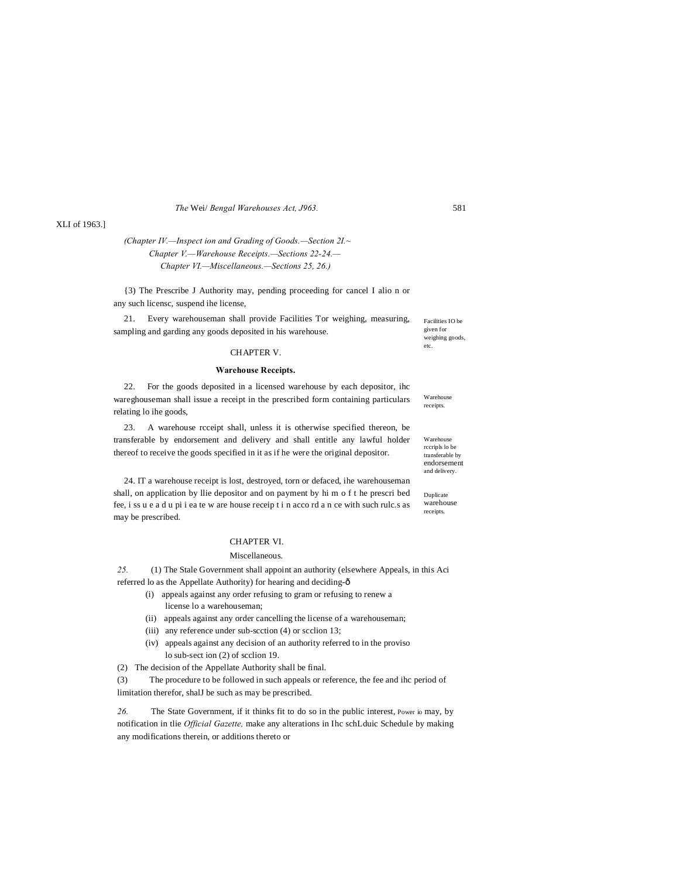XLI of 1963.]

*(Chapter IV.—Inspect ion and Grading of Goods.—Section 2I.~ Chapter V.—Warehouse Receipts.—Sections 22-24.— Chapter VI.—Miscellaneous.—Sections 25, 26.)*

{3) The Prescribe J Authority may, pending proceeding for cancel I alio n or any such licensc, suspend ihe license,

Facilities IO be given for weighing goods, etc.

21. Every warehouseman shall provide Facilities Tor weighing, measuring, sampling and garding any goods deposited in his warehouse.

## CHAPTER V.

### Warehouse Receipts.

Warehouse receipts.

22. For the goods deposited in a licensed warehouse by each depositor, ihc wareghouseman shall issue a receipt in the prescribed form containing particulars relating lo ihe goods,

Warehouse rccripls lo be transferable by endorsement and delivery.

23. A warehouse rcceipt shall, unless it is otherwise specified thereon, be transferable by endorsement and delivery and shall entitle any lawful holder thereof to receive the goods specified in it as if he were the original depositor.

Duplicate warehouse receipts.

24. IT a warehouse receipt is lost, destroyed, torn or defaced, ihe warehouseman shall, on application by llie depositor and on payment by hi m o f t he prescri bed fee, i ss u e a d u pi i ea te w are house receip t i n acco rd a n ce with such rulc.s as may be prescribed.

## CHAPTER VI.

### Miscellaneous.

Appeals.

*25.* (1) The Stale Government shall appoint an authority (elsewhere in this Aci referred lo as the Appellate Authority) for hearing and deciding-ð

(i) appeals against any order refusing to gram or refusing to renew a license lo a warehouseman;

(ii) appeals against any order cancelling the license of a warehouseman;

(iii) any reference under sub-scction (4) or scclion 13;

(iv) appeals against any decision of an authority referred to in the proviso lo sub-sect ion (2) of scclion 19.

(2) The decision of the Appellate Authority shall be final.

(3) The procedure to be followed in such appeals or reference, the fee and ihc period of limitation therefor, shalJ be such as may be prescribed.

Power io

*26.* The State Government, if it thinks fit to do so in the public interest, may, by notification in tlie *Official Gazette,* make any alterations in Ihc schLduic Schedule by making any modifications therein, or additions thereto or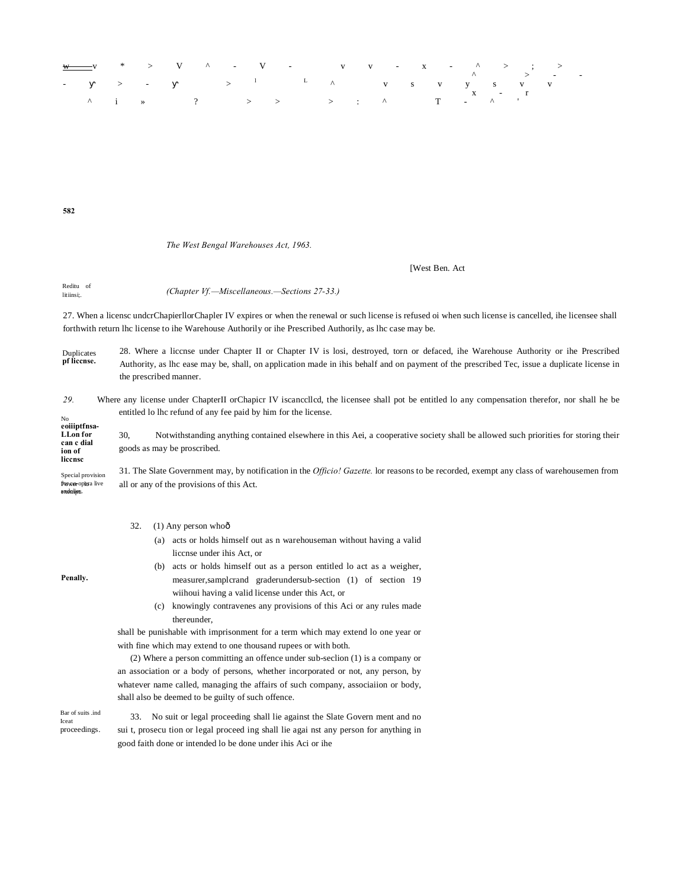*(Chapter Vf.—Miscellaneous.—Sections 27-33.)*

Reditu of litiinsi;.

27. When a licensc undcrChapierllorChapler IV expires or when the renewal or such license is refused oi when such license is cancelled, ihe licensee shall forthwith return lhc license to ihe Warehouse Authorily or ihe Prescribed Authorily, as lhc case may be.

Duplicates **pf liccnse.**

28. Where a liccnse under Chapter II or Chapter IV is losi, destroyed, torn or defaced, ihe Warehouse Authority or ihe Prescribed Authority, as lhc ease may be, shall, on application made in ihis behalf and on payment of the prescribed Tec, issue a duplicate license in the prescribed manner.

No **eoiiiptfnsa-LLon for can c dial ion of liccnsc**

*29.* Where any license under ChapterII orChapicr IV iscancellcd, the licensee shall pot be entitled lo any compensation therefor, nor shall he be entitled lo lhc refund of any fee paid by him for the license.

Special provision for co-opera live societies.

30, Notwithstanding anything contained elsewhere in this Aei, a cooperative society shall be allowed such priorities for storing their goods as may be proscribed.

Power to exempt.

31. The Slate Government may, by notification in the *Officio! Gazette.* lor reasons to be recorded, exempt any class of warehousemen from all or any of the provisions of this Act.

**Penally.**

32. (1) Any person who—

(a) acts or holds himself out as n warehouseman without having a valid liccnse under ihis Act, or

(b) acts or holds himself out as a person entitled lo act as a weigher, measurer,samplcrand graderundersub-section (1) of section 19 wiihoui having a valid license under this Act, or

(c) knowingly contravenes any provisions of this Aci or any rules made thereunder,

shall be punishable with imprisonment for a term which may extend lo one year or with fine which may extend to one thousand rupees or with both.

(2) Where a person committing an offence under sub-seclion (1) is a company or an association or a body of persons, whether incorporated or not, any person, by whatever name called, managing the affairs of such company, associaiion or body, shall also be deemed to be guilty of such offence.

Bar of suits .ind Iceat proceedings.

33. No suit or legal proceeding shall lie against the Slate Govern ment and no sui t, prosecu tion or legal proceed ing shall lie agai nst any person for anything in good faith done or intended lo be done under ihis Aci or ihe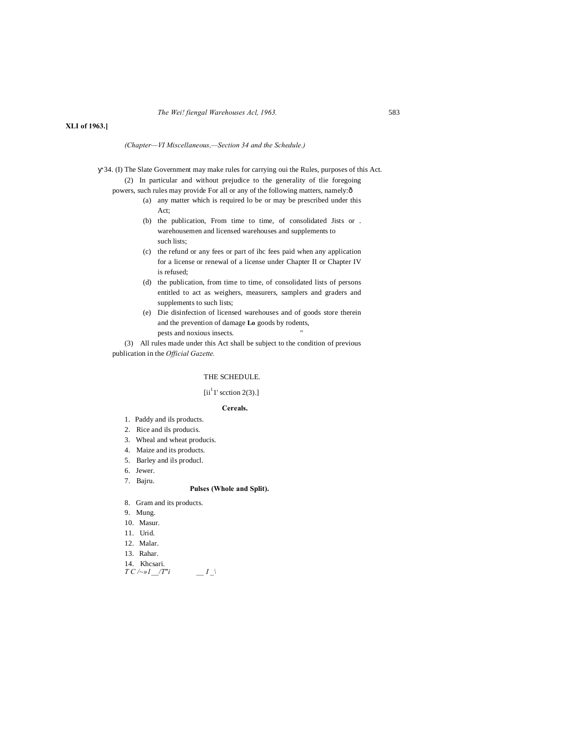**XLI of 1963.]**

*(Chapter—VI Miscellaneous,—Section 34 and the Schedule.)*

34. (I) The Slate Government may make rules for carrying oui the Rules, purposes of this Act.

(2) In particular and without prejudice to the generality of tlie foregoing powers, such rules may provide For all or any of the following matters, namely:—

(a) any matter which is required lo be or may be prescribed under this Act;

(b) the publication, From time to time, of consolidated Jists or . warehousemen and licensed warehouses and supplements to such lists;

(c) the refund or any fees or part of ihc fees paid when any application for a license or renewal of a license under Chapter II or Chapter IV is refused;

(d) the publication, from time to time, of consolidated lists of persons entitled to act as weighers, measurers, samplers and graders and supplements to such lists;

(e) Die disinfection of licensed warehouses and of goods store therein and the prevention of damage **Lo** goods by rodents, pests and noxious insects.

(3) All rules made under this Act shall be subject to the condition of previous publication in the *Official Gazette.*

## THE SCHEDULE.

[ii[1]1' scction 2(3).]

### Cereals.

1. Paddy and ils products.
2. Rice and ils producis.
3. Wheal and wheat producis.
4. Maize and its products.
5. Barley and ils producl.
6. Jewer.
7. Bajru.

### Pulses (Whole and Split).

8. Gram and its products.
9. Mung.
10. Masur.
11. Urid.
12. Malar.
13. Rahar.
14. Khcsari.

*T C /~»1 __/T"i __ I _\*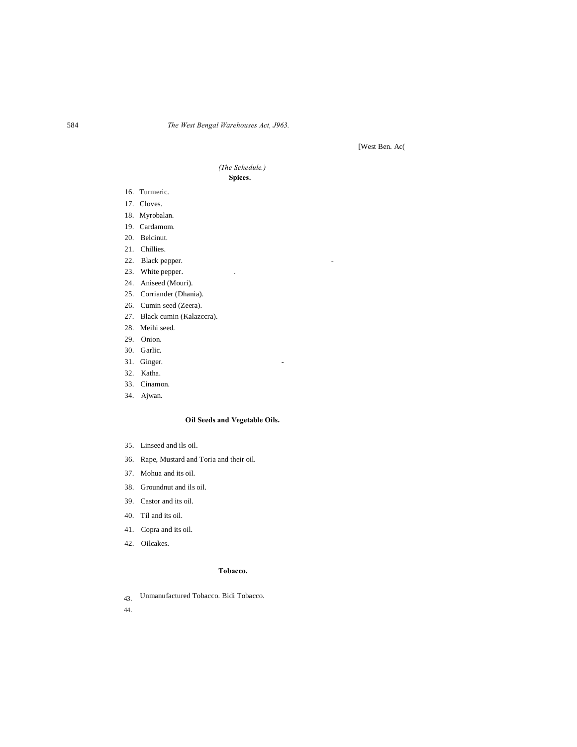*(The Schedule.)*

**Spices.**

16. Turmeric.
17. Cloves.
18. Myrobalan.
19. Cardamom.
20. Belcinut.
21. Chillies.
22. Black pepper.
23. White pepper.
24. Aniseed (Mouri).
25. Corriander (Dhania).
26. Cumin seed (Zeera).
27. Black cumin (Kalazccra).
28. Meihi seed.
29. Onion.
30. Garlic.
31. Ginger.
32. Katha.
33. Cinamon.
34. Ajwan.

**Oil Seeds and Vegetable Oils.**

35. Linseed and ils oil.
36. Rape, Mustard and Toria and their oil.
37. Mohua and its oil.
38. Groundnut and ils oil.
39. Castor and its oil.
40. Til and its oil.
41. Copra and its oil.
42. Oilcakes.

**Tobacco.**

43. Unmanufactured Tobacco. Bidi Tobacco.
44.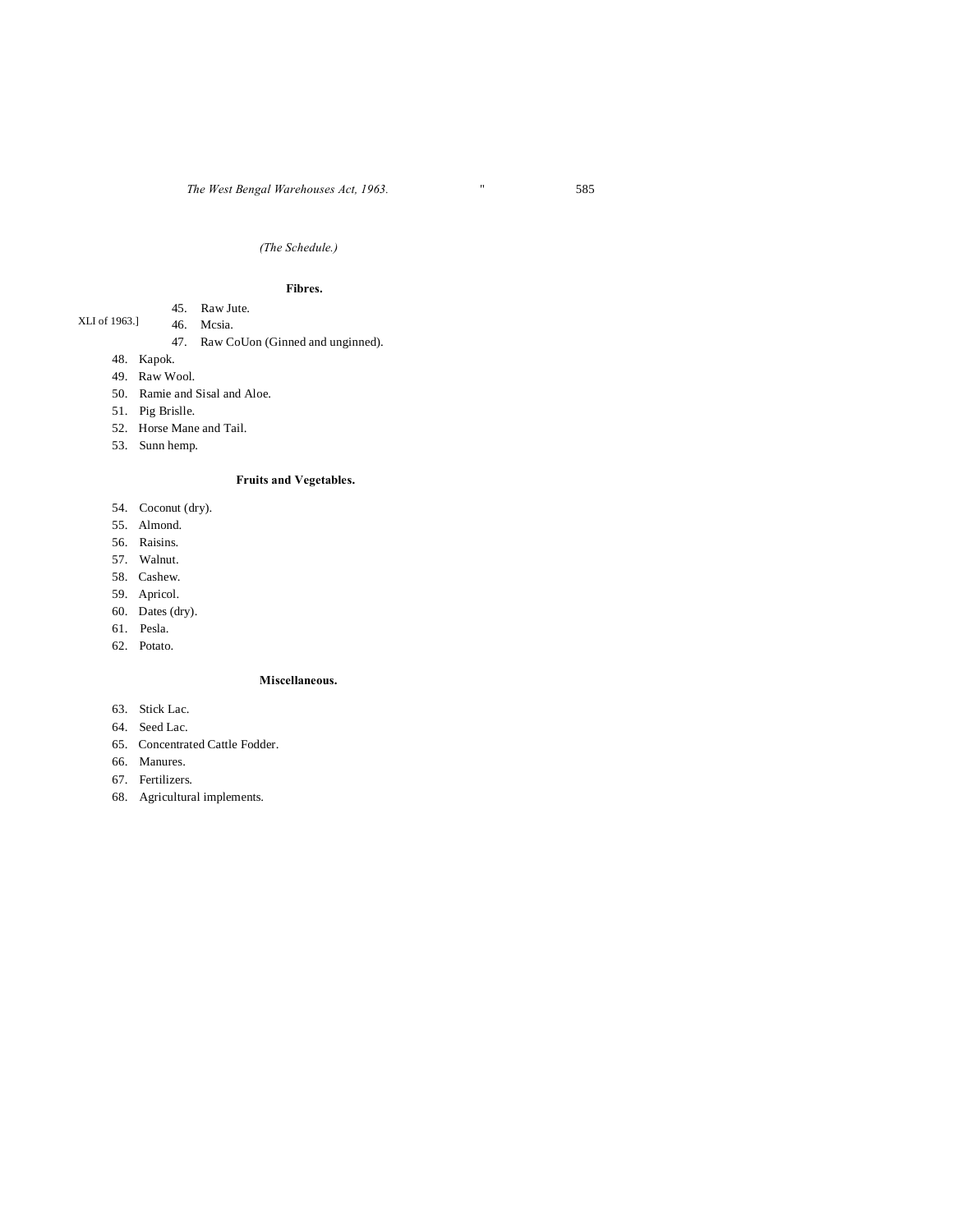*(The Schedule.)*

**Fibres.**

XLI of 1963.]

45. Raw Jute.
46. Mcsia.
47. Raw CoUon (Ginned and unginned).
48. Kapok.
49. Raw Wool.
50. Ramie and Sisal and Aloe.
51. Pig Brislle.
52. Horse Mane and Tail.
53. Sunn hemp.

**Fruits and Vegetables.**

54. Coconut (dry).
55. Almond.
56. Raisins.
57. Walnut.
58. Cashew.
59. Apricol.
60. Dates (dry).
61. Pesla.
62. Potato.

**Miscellaneous.**

63. Stick Lac.
64. Seed Lac.
65. Concentrated Cattle Fodder.
66. Manures.
67. Fertilizers.
68. Agricultural implements.